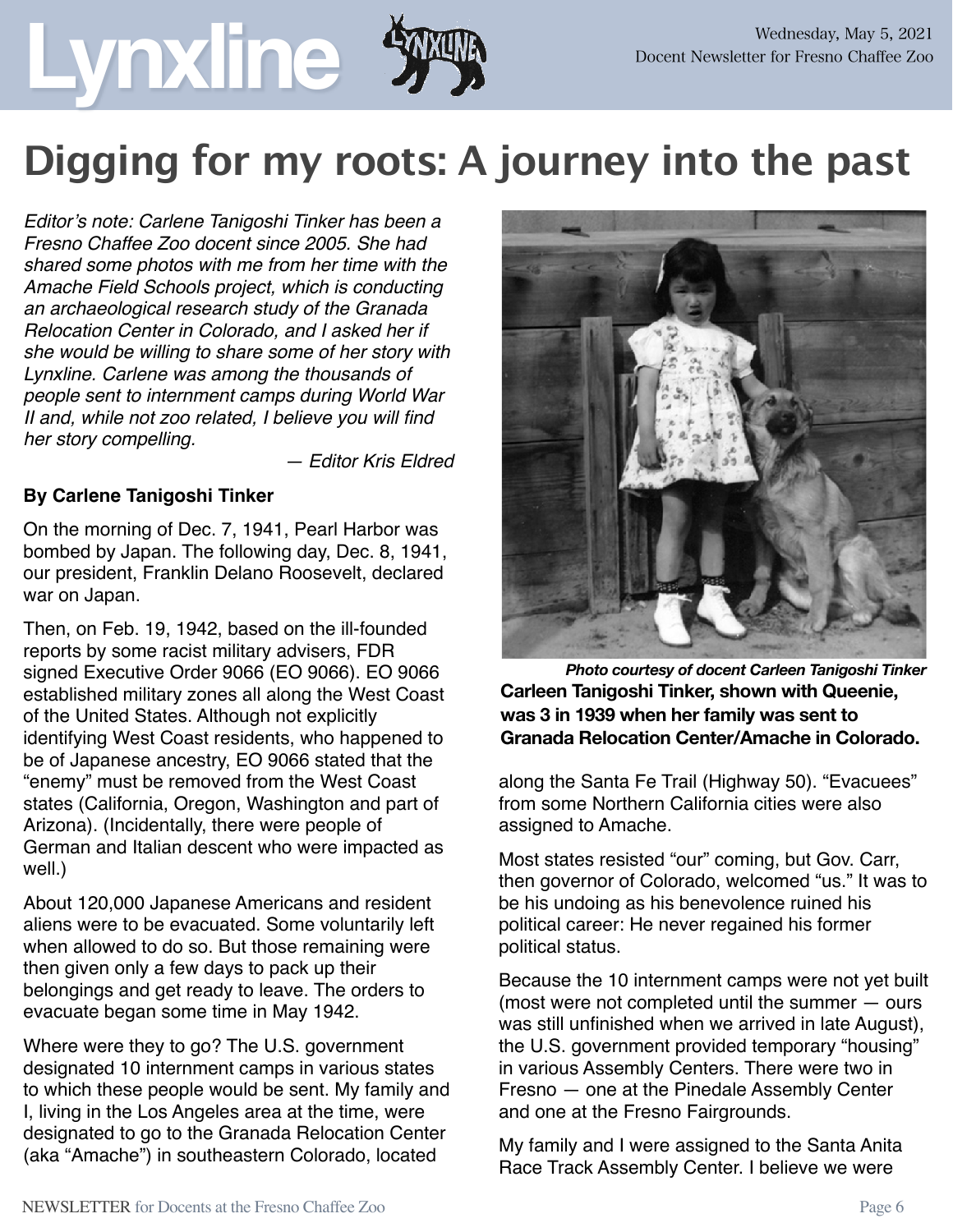# Digging for my roots: A journey into the past

*Editor's note: Carlene Tanigoshi Tinker has been a Fresno Chaffee Zoo docent since 2005. She had shared some photos with me from her time with the Amache Field Schools project, which is conducting an archaeological research study of the Granada Relocation Center in Colorado, and I asked her if she would be willing to share some of her story with Lynxline. Carlene was among the thousands of people sent to internment camps during World War II and, while not zoo related, I believe you will find her story compelling.*

*— Editor Kris Eldred*

**By Carlene Tanigoshi Tinker**

On the morning of Dec. 7, 1941, Pearl Harbor was bombed by Japan. The following day, Dec. 8, 1941, our president, Franklin Delano Roosevelt, declared war on Japan.

Then, on Feb. 19, 1942, based on the ill-founded reports by some racist military advisers, FDR signed Executive Order 9066 (EO 9066). EO 9066 established military zones all along the West Coast of the United States. Although not explicitly identifying West Coast residents, who happened to be of Japanese ancestry, EO 9066 stated that the "enemy" must be removed from the West Coast states (California, Oregon, Washington and part of Arizona). (Incidentally, there were people of German and Italian descent who were impacted as well.)

About 120,000 Japanese Americans and resident aliens were to be evacuated. Some voluntarily left when allowed to do so. But those remaining were then given only a few days to pack up their belongings and get ready to leave. The orders to evacuate began some time in May 1942.

Where were they to go? The U.S. government designated 10 internment camps in various states to which these people would be sent. My family and I, living in the Los Angeles area at the time, were designated to go to the Granada Relocation Center (aka "Amache") in southeastern Colorado, located along the Santa Fe Trail (Highway 50). "Evacuees" from some Northern California cities were also assigned to Amache.

*Photo courtesy of docent Carleen Tanigoshi Tinker*

**Carleen Tanigoshi Tinker, shown with Queenie, was 3 in 1939 when her family was sent to Granada Relocation Center/Amache in Colorado.**

Most states resisted "our" coming, but Gov. Carr, then governor of Colorado, welcomed "us." It was to be his undoing as his benevolence ruined his political career: He never regained his former political status.

Because the 10 internment camps were not yet built (most were not completed until the summer — ours was still unfinished when we arrived in late August), the U.S. government provided temporary "housing" in various Assembly Centers. There were two in Fresno — one at the Pinedale Assembly Center and one at the Fresno Fairgrounds.

My family and I were assigned to the Santa Anita Race Track Assembly Center. I believe we were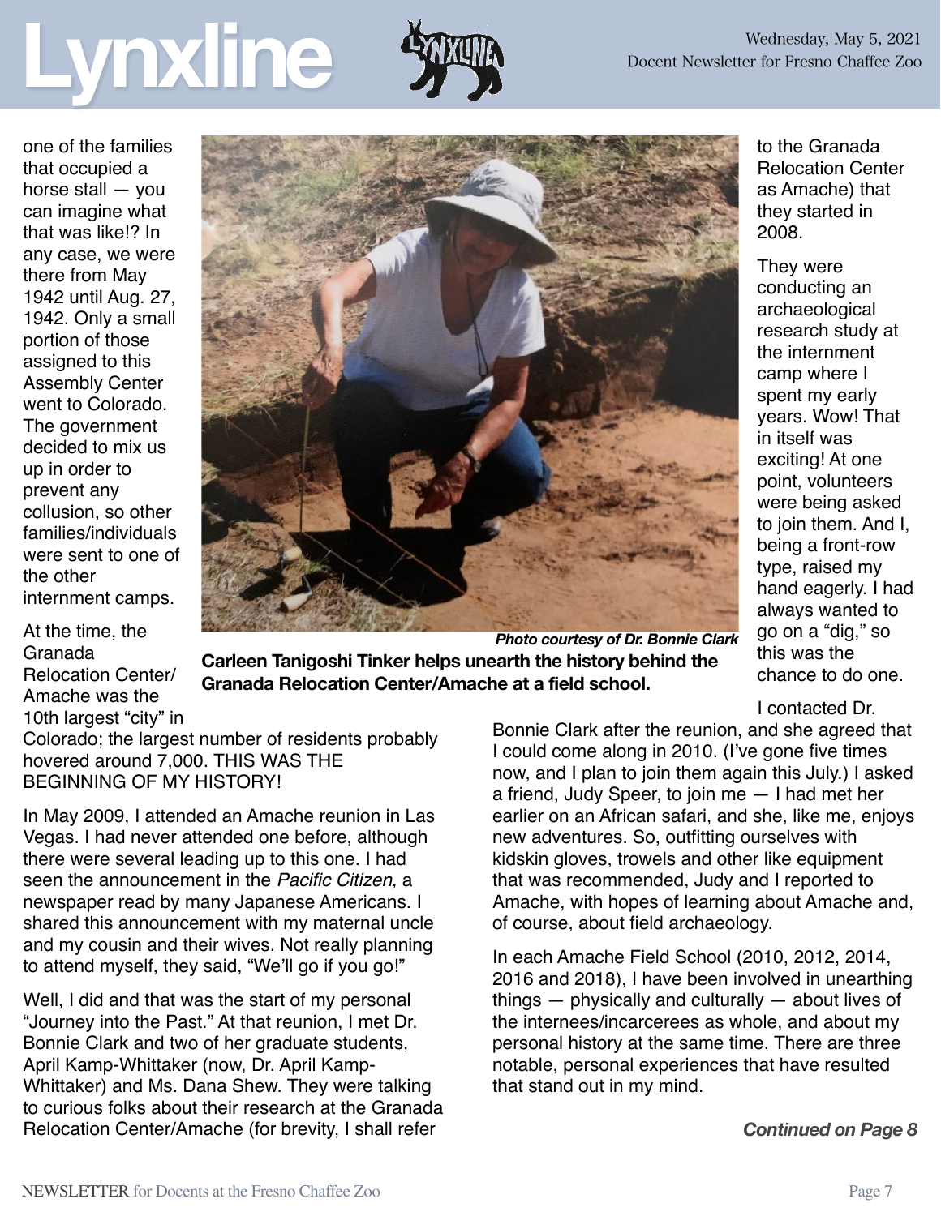one of the families that occupied a horse stall — you can imagine what that was like!? In any case, we were there from May 1942 until Aug. 27, 1942. Only a small portion of those assigned to this Assembly Center went to Colorado. The government decided to mix us up in order to prevent any collusion, so other families/individuals were sent to one of the other internment camps.

At the time, the Granada Relocation Center/ Amache was the 10th largest "city" in Colorado; the largest number of residents probably hovered around 7,000. THIS WAS THE BEGINNING OF MY HISTORY!

*Photo courtesy of Dr. Bonnie Clark*

**Carleen Tanigoshi Tinker helps unearth the history behind the Granada Relocation Center/Amache at a field school.**

In May 2009, I attended an Amache reunion in Las Vegas. I had never attended one before, although there were several leading up to this one. I had seen the announcement in the *Pacific Citizen,* a newspaper read by many Japanese Americans. I shared this announcement with my maternal uncle and my cousin and their wives. Not really planning to attend myself, they said, "We'll go if you go!"

Well, I did and that was the start of my personal "Journey into the Past." At that reunion, I met Dr. Bonnie Clark and two of her graduate students, April Kamp-Whittaker (now, Dr. April Kamp-Whittaker) and Ms. Dana Shew. They were talking to curious folks about their research at the Granada Relocation Center/Amache (for brevity, I shall refer to the Granada Relocation Center as Amache) that they started in 2008.

They were conducting an archaeological research study at the internment camp where I spent my early years. Wow! That in itself was exciting! At one point, volunteers were being asked to join them. And I, being a front-row type, raised my hand eagerly. I had always wanted to go on a "dig," so this was the chance to do one.

I contacted Dr. Bonnie Clark after the reunion, and she agreed that I could come along in 2010. (I've gone five times now, and I plan to join them again this July.) I asked a friend, Judy Speer, to join me — I had met her earlier on an African safari, and she, like me, enjoys new adventures. So, outfitting ourselves with kidskin gloves, trowels and other like equipment that was recommended, Judy and I reported to Amache, with hopes of learning about Amache and, of course, about field archaeology.

In each Amache Field School (2010, 2012, 2014, 2016 and 2018), I have been involved in unearthing things — physically and culturally — about lives of the internees/incarcerees as whole, and about my personal history at the same time. There are three notable, personal experiences that have resulted that stand out in my mind.

***Continued on Page 8***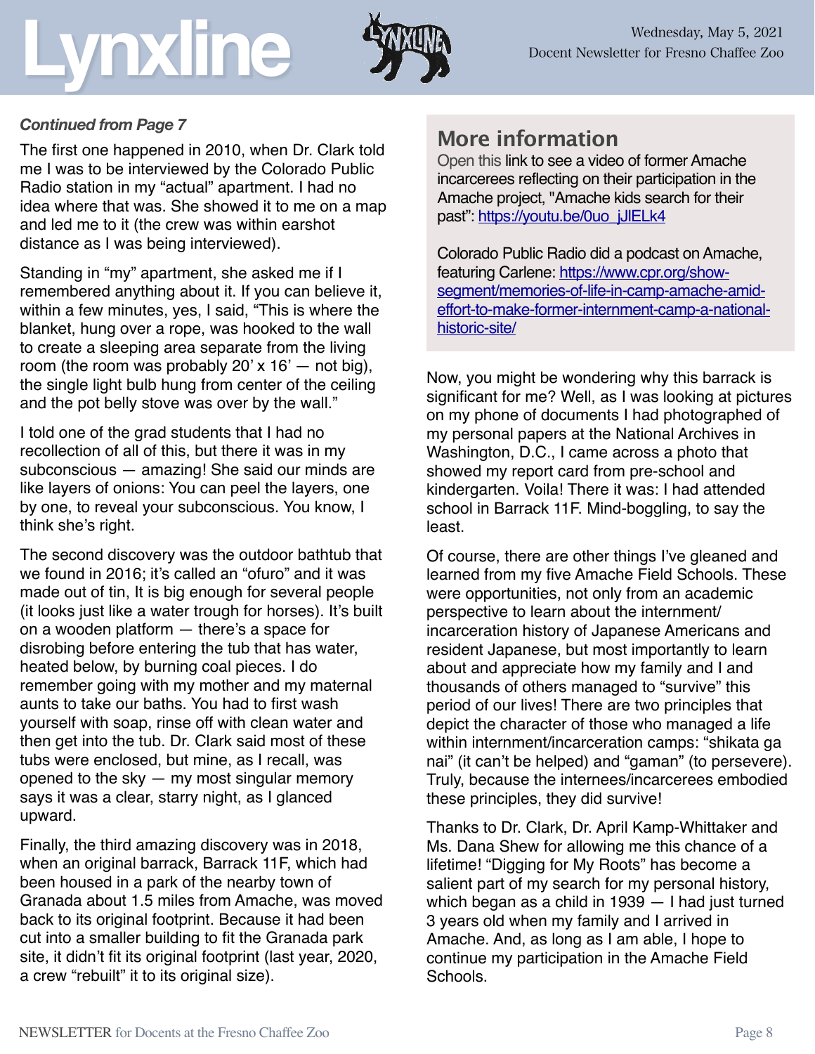*Continued from Page 7*

The first one happened in 2010, when Dr. Clark told me I was to be interviewed by the Colorado Public Radio station in my “actual” apartment. I had no idea where that was. She showed it to me on a map and led me to it (the crew was within earshot distance as I was being interviewed).

Standing in “my” apartment, she asked me if I remembered anything about it. If you can believe it, within a few minutes, yes, I said, “This is where the blanket, hung over a rope, was hooked to the wall to create a sleeping area separate from the living room (the room was probably 20’ x 16’ — not big), the single light bulb hung from center of the ceiling and the pot belly stove was over by the wall.”

I told one of the grad students that I had no recollection of all of this, but there it was in my subconscious — amazing! She said our minds are like layers of onions: You can peel the layers, one by one, to reveal your subconscious. You know, I think she’s right.

The second discovery was the outdoor bathtub that we found in 2016; it’s called an “ofuro” and it was made out of tin, It is big enough for several people (it looks just like a water trough for horses). It’s built on a wooden platform — there’s a space for disrobing before entering the tub that has water, heated below, by burning coal pieces. I do remember going with my mother and my maternal aunts to take our baths. You had to first wash yourself with soap, rinse off with clean water and then get into the tub. Dr. Clark said most of these tubs were enclosed, but mine, as I recall, was opened to the sky — my most singular memory says it was a clear, starry night, as I glanced upward.

Finally, the third amazing discovery was in 2018, when an original barrack, Barrack 11F, which had been housed in a park of the nearby town of Granada about 1.5 miles from Amache, was moved back to its original footprint. Because it had been cut into a smaller building to fit the Granada park site, it didn’t fit its original footprint (last year, 2020, a crew “rebuilt” it to its original size).

## More information

Open this link to see a video of former Amache incarcerees reflecting on their participation in the Amache project, "Amache kids search for their past”: https://youtu.be/0uo_jJlELk4

Colorado Public Radio did a podcast on Amache, featuring Carlene: https://www.cpr.org/show-segment/memories-of-life-in-camp-amache-amid-effort-to-make-former-internment-camp-a-national-historic-site/

Now, you might be wondering why this barrack is significant for me? Well, as I was looking at pictures on my phone of documents I had photographed of my personal papers at the National Archives in Washington, D.C., I came across a photo that showed my report card from pre-school and kindergarten. Voila! There it was: I had attended school in Barrack 11F. Mind-boggling, to say the least.

Of course, there are other things I’ve gleaned and learned from my five Amache Field Schools. These were opportunities, not only from an academic perspective to learn about the internment/incarceration history of Japanese Americans and resident Japanese, but most importantly to learn about and appreciate how my family and I and thousands of others managed to “survive” this period of our lives! There are two principles that depict the character of those who managed a life within internment/incarceration camps: “shikata ga nai” (it can’t be helped) and “gaman” (to persevere). Truly, because the internees/incarcerees embodied these principles, they did survive!

Thanks to Dr. Clark, Dr. April Kamp-Whittaker and Ms. Dana Shew for allowing me this chance of a lifetime! “Digging for My Roots” has become a salient part of my search for my personal history, which began as a child in 1939 — I had just turned 3 years old when my family and I arrived in Amache. And, as long as I am able, I hope to continue my participation in the Amache Field Schools.